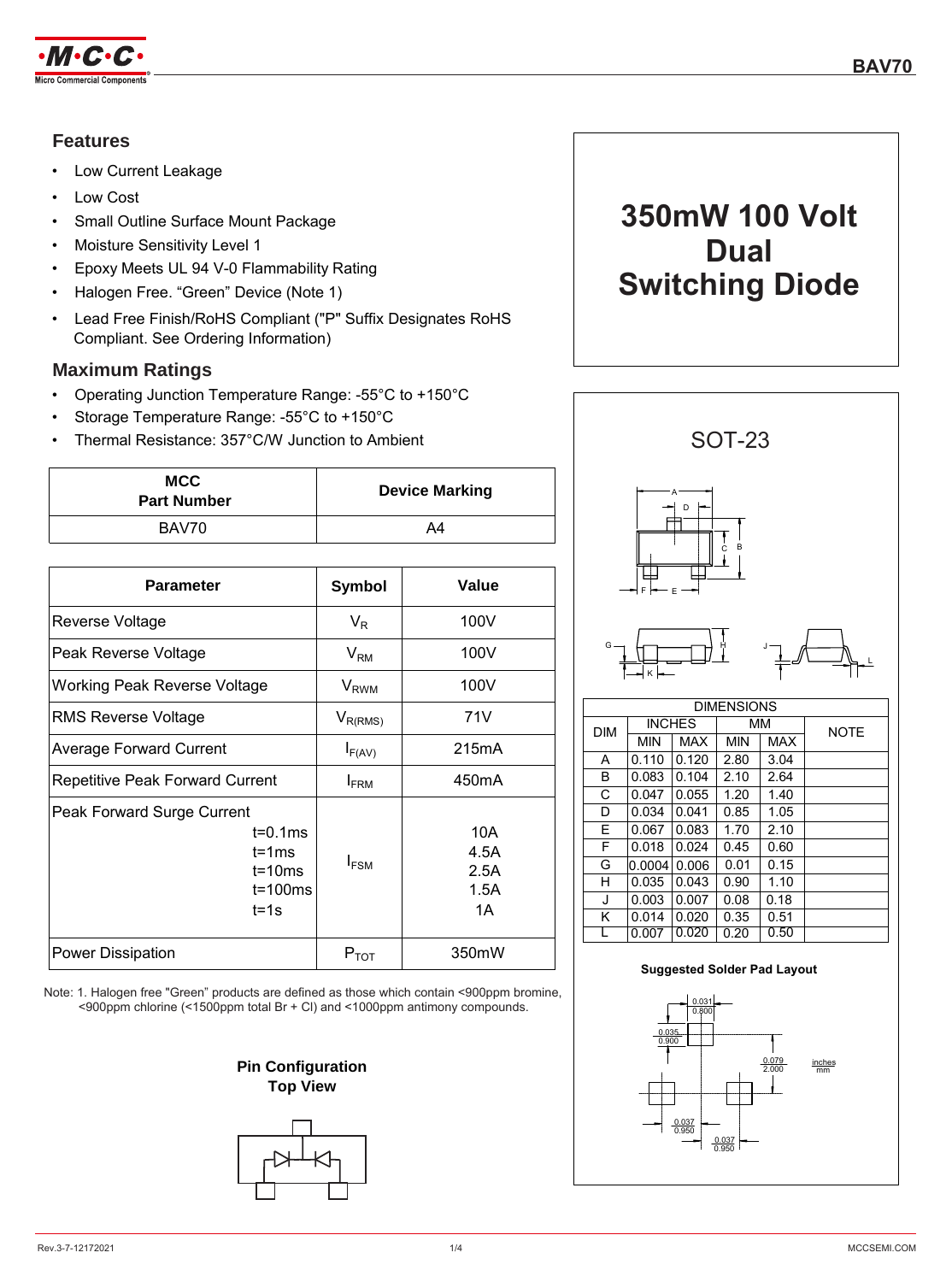# 350mW 100 Volt Dual Switching Diode

## Features

- Low Current Leakage
- Low Cost
- Small Outline Surface Mount Package
- Moisture Sensitivity Level 1
- Epoxy Meets UL 94 V-0 Flammability Rating
- Halogen Free. "Green" Device (Note 1)
- Lead Free Finish/RoHS Compliant ("P" Suffix Designates RoHS Compliant. See Ordering Information)

## Maximum Ratings

- Operating Junction Temperature Range: -55°C to +150°C
- Storage Temperature Range: -55°C to +150°C
- Thermal Resistance: 357°C/W Junction to Ambient

| MCC Part Number | Device Marking |
|---|---|
| BAV70 | A4 |

| Parameter | Symbol | Value |
|---|---|---|
| Reverse Voltage | $V_R$ | 100V |
| Peak Reverse Voltage | $V_{RM}$ | 100V |
| Working Peak Reverse Voltage | $V_{RWM}$ | 100V |
| RMS Reverse Voltage | $V_{R(RMS)}$ | 71V |
| Average Forward Current | $I_{F(AV)}$ | 215mA |
| Repetitive Peak Forward Current | $I_{FRM}$ | 450mA |
| Peak Forward Surge Current t=0.1ms | $I_{FSM}$ | 10A |
| t=1ms | | 4.5A |
| t=10ms | | 2.5A |
| t=100ms | | 1.5A |
| t=1s | | 1A |
| Power Dissipation | $P_{TOT}$ | 350mW |

Note: 1. Halogen free "Green" products are defined as those which contain <900ppm bromine, <900ppm chlorine (<1500ppm total Br + Cl) and <1000ppm antimony compounds.

**Pin Configuration**
**Top View**

## SOT-23

| DIM | INCHES | | MM | | NOTE |
|---|---|---|---|---|---|
| | MIN | MAX | MIN | MAX | |
| A | 0.110 | 0.120 | 2.80 | 3.04 | |
| B | 0.083 | 0.104 | 2.10 | 2.64 | |
| C | 0.047 | 0.055 | 1.20 | 1.40 | |
| D | 0.034 | 0.041 | 0.85 | 1.05 | |
| E | 0.067 | 0.083 | 1.70 | 2.10 | |
| F | 0.018 | 0.024 | 0.45 | 0.60 | |
| G | 0.0004 | 0.006 | 0.01 | 0.15 | |
| H | 0.035 | 0.043 | 0.90 | 1.10 | |
| J | 0.003 | 0.007 | 0.08 | 0.18 | |
| K | 0.014 | 0.020 | 0.35 | 0.51 | |
| L | 0.007 | 0.020 | 0.20 | 0.50 | |

**Suggested Solder Pad Layout**

0.031
0.800

0.035
0.900

0.079
2.000

inches
mm

0.037
0.950

0.037
0.950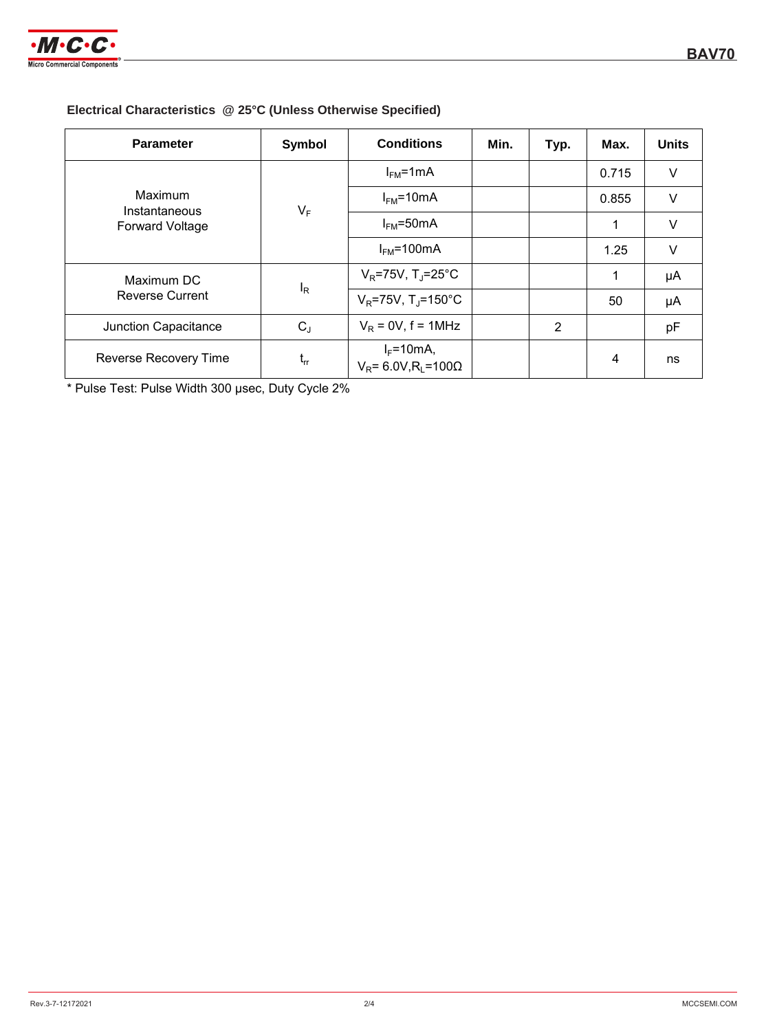### Electrical Characteristics @ 25°C (Unless Otherwise Specified)

| Parameter | Symbol | Conditions | Min. | Typ. | Max. | Units |
|---|---|---|---|---|---|---|
| Maximum Instantaneous Forward Voltage | $V_F$ | $I_{FM}$=1mA | | | 0.715 | V |
| | | $I_{FM}$=10mA | | | 0.855 | V |
| | | $I_{FM}$=50mA | | | 1 | V |
| | | $I_{FM}$=100mA | | | 1.25 | V |
| Maximum DC Reverse Current | $I_R$ | $V_R$=75V, $T_J$=25°C | | | 1 | μA |
| | | $V_R$=75V, $T_J$=150°C | | | 50 | μA |
| Junction Capacitance | $C_J$ | $V_R$ = 0V, f = 1MHz | | 2 | | pF |
| Reverse Recovery Time | $t_{rr}$ | $I_F$=10mA, $V_R$= 6.0V,$R_L$=100Ω | | | 4 | ns |

* Pulse Test: Pulse Width 300 μsec, Duty Cycle 2%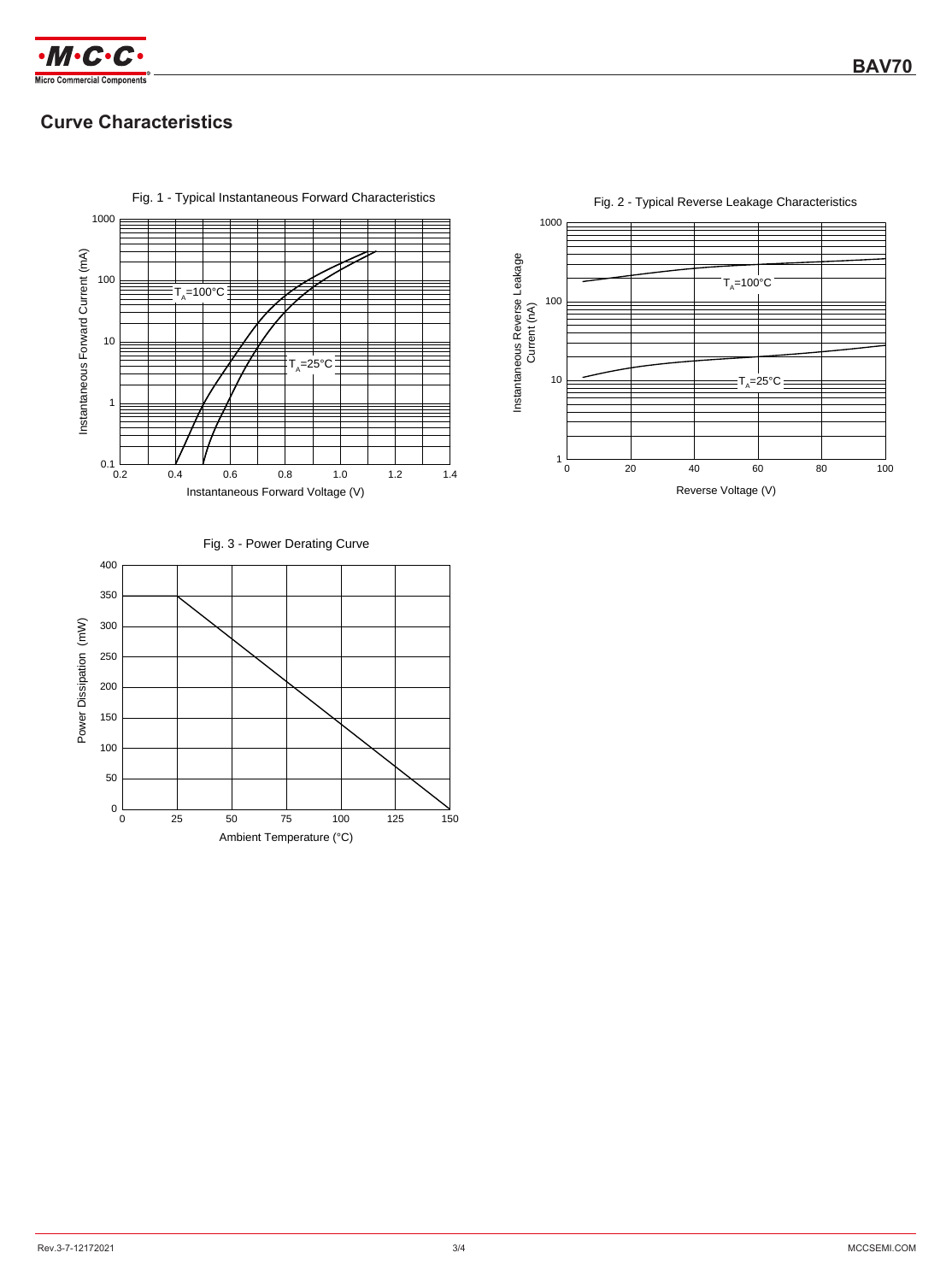## Curve Characteristics

Fig. 1 - Typical Instantaneous Forward Characteristics

Instantaneous Forward Current (mA)

1000
100
10
1
0.1

0.2 0.4 0.6 0.8 1.0 1.2 1.4

Instantaneous Forward Voltage (V)

$T_A$=100°C

$T_A$=25°C

Fig. 2 - Typical Reverse Leakage Characteristics

Instantaneous Reverse Leakage Current (nA)

1000
100
10
1

0 20 40 60 80 100

Reverse Voltage (V)

$T_A$=100°C

$T_A$=25°C

Fig. 3 - Power Derating Curve

Power Dissipation (mW)

400
350
300
250
200
150
100
50
0

0 25 50 75 100 125 150

Ambient Temperature (°C)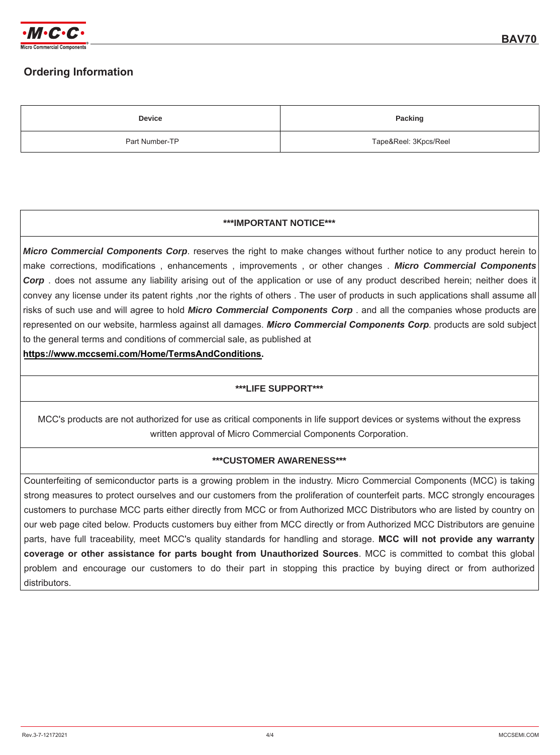## Ordering Information

| Device | Packing |
|---|---|
| Part Number-TP | Tape&Reel: 3Kpcs/Reel |

### ***IMPORTANT NOTICE***

***Micro Commercial Components Corp***. reserves the right to make changes without further notice to any product herein to make corrections, modifications , enhancements , improvements , or other changes . ***Micro Commercial Components Corp*** . does not assume any liability arising out of the application or use of any product described herein; neither does it convey any license under its patent rights ,nor the rights of others . The user of products in such applications shall assume all risks of such use and will agree to hold ***Micro Commercial Components Corp*** . and all the companies whose products are represented on our website, harmless against all damages. ***Micro Commercial Components Corp***. products are sold subject to the general terms and conditions of commercial sale, as published at
**https://www.mccsemi.com/Home/TermsAndConditions.**

### ***LIFE SUPPORT***

MCC's products are not authorized for use as critical components in life support devices or systems without the express written approval of Micro Commercial Components Corporation.

### ***CUSTOMER AWARENESS***

Counterfeiting of semiconductor parts is a growing problem in the industry. Micro Commercial Components (MCC) is taking strong measures to protect ourselves and our customers from the proliferation of counterfeit parts. MCC strongly encourages customers to purchase MCC parts either directly from MCC or from Authorized MCC Distributors who are listed by country on our web page cited below. Products customers buy either from MCC directly or from Authorized MCC Distributors are genuine parts, have full traceability, meet MCC's quality standards for handling and storage. **MCC will not provide any warranty coverage or other assistance for parts bought from Unauthorized Sources**. MCC is committed to combat this global problem and encourage our customers to do their part in stopping this practice by buying direct or from authorized distributors.